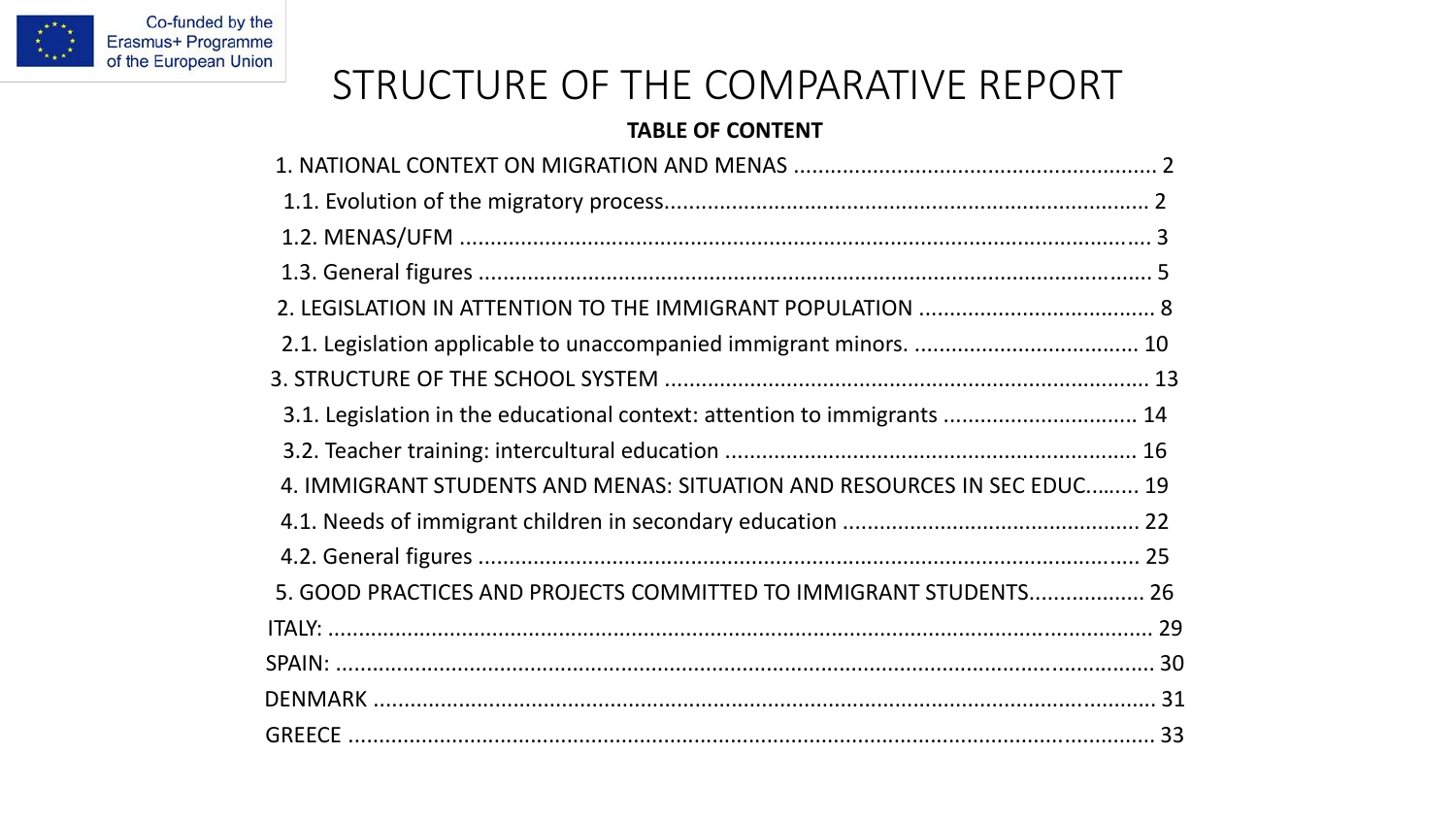Co-funded by the Erasmus+ Programme of the European Union

# STRUCTURE OF THE COMPARATIVE REPORT

**TABLE OF CONTENT**

1. NATIONAL CONTEXT ON MIGRATION AND MENAS ........................................................... 2
   1.1. Evolution of the migratory process............................................................................. 2
   1.2. MENAS/UFM ................................................................................................................ 3
   1.3. General figures ............................................................................................................ 5
2. LEGISLATION IN ATTENTION TO THE IMMIGRANT POPULATION ...................................... 8
   2.1. Legislation applicable to unaccompanied immigrant minors. .................................... 10
3. STRUCTURE OF THE SCHOOL SYSTEM ................................................................................ 13
   3.1. Legislation in the educational context: attention to immigrants ................................ 14
   3.2. Teacher training: intercultural education .................................................................. 16
4. IMMIGRANT STUDENTS AND MENAS: SITUATION AND RESOURCES IN SEC EDUC........ 19
   4.1. Needs of immigrant children in secondary education ................................................ 22
   4.2. General figures .......................................................................................................... 25
5. GOOD PRACTICES AND PROJECTS COMMITTED TO IMMIGRANT STUDENTS................... 26

ITALY: ....................................................................................................................... 29

SPAIN: ....................................................................................................................... 30

DENMARK ................................................................................................................. 31

GREECE ..................................................................................................................... 33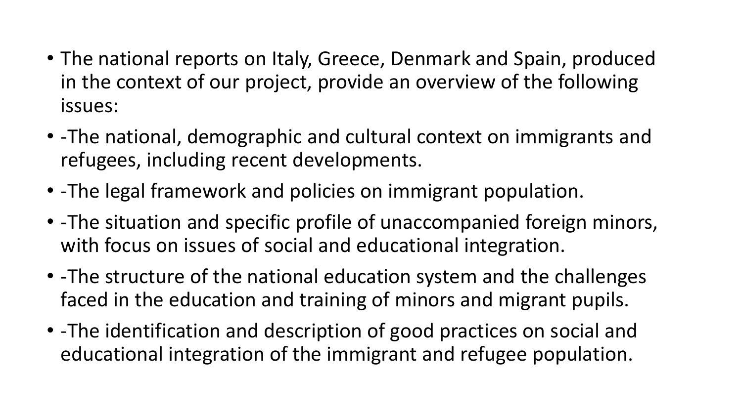- The national reports on Italy, Greece, Denmark and Spain, produced in the context of our project, provide an overview of the following issues:
- -The national, demographic and cultural context on immigrants and refugees, including recent developments.
- -The legal framework and policies on immigrant population.
- -The situation and specific profile of unaccompanied foreign minors, with focus on issues of social and educational integration.
- -The structure of the national education system and the challenges faced in the education and training of minors and migrant pupils.
- -The identification and description of good practices on social and educational integration of the immigrant and refugee population.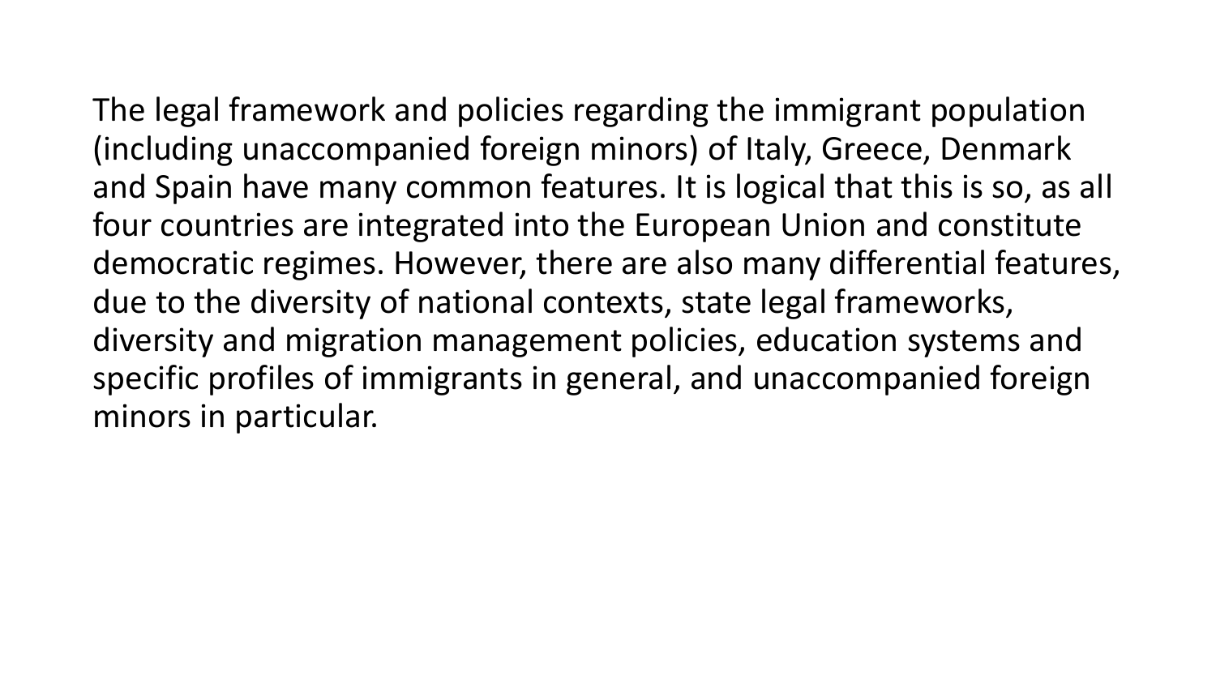The legal framework and policies regarding the immigrant population (including unaccompanied foreign minors) of Italy, Greece, Denmark and Spain have many common features. It is logical that this is so, as all four countries are integrated into the European Union and constitute democratic regimes. However, there are also many differential features, due to the diversity of national contexts, state legal frameworks, diversity and migration management policies, education systems and specific profiles of immigrants in general, and unaccompanied foreign minors in particular.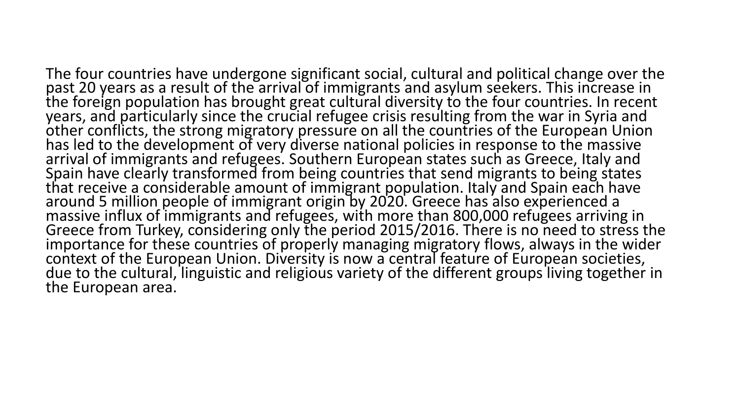The four countries have undergone significant social, cultural and political change over the past 20 years as a result of the arrival of immigrants and asylum seekers. This increase in the foreign population has brought great cultural diversity to the four countries. In recent years, and particularly since the crucial refugee crisis resulting from the war in Syria and other conflicts, the strong migratory pressure on all the countries of the European Union has led to the development of very diverse national policies in response to the massive arrival of immigrants and refugees. Southern European states such as Greece, Italy and Spain have clearly transformed from being countries that send migrants to being states that receive a considerable amount of immigrant population. Italy and Spain each have around 5 million people of immigrant origin by 2020. Greece has also experienced a massive influx of immigrants and refugees, with more than 800,000 refugees arriving in Greece from Turkey, considering only the period 2015/2016. There is no need to stress the importance for these countries of properly managing migratory flows, always in the wider context of the European Union. Diversity is now a central feature of European societies, due to the cultural, linguistic and religious variety of the different groups living together in the European area.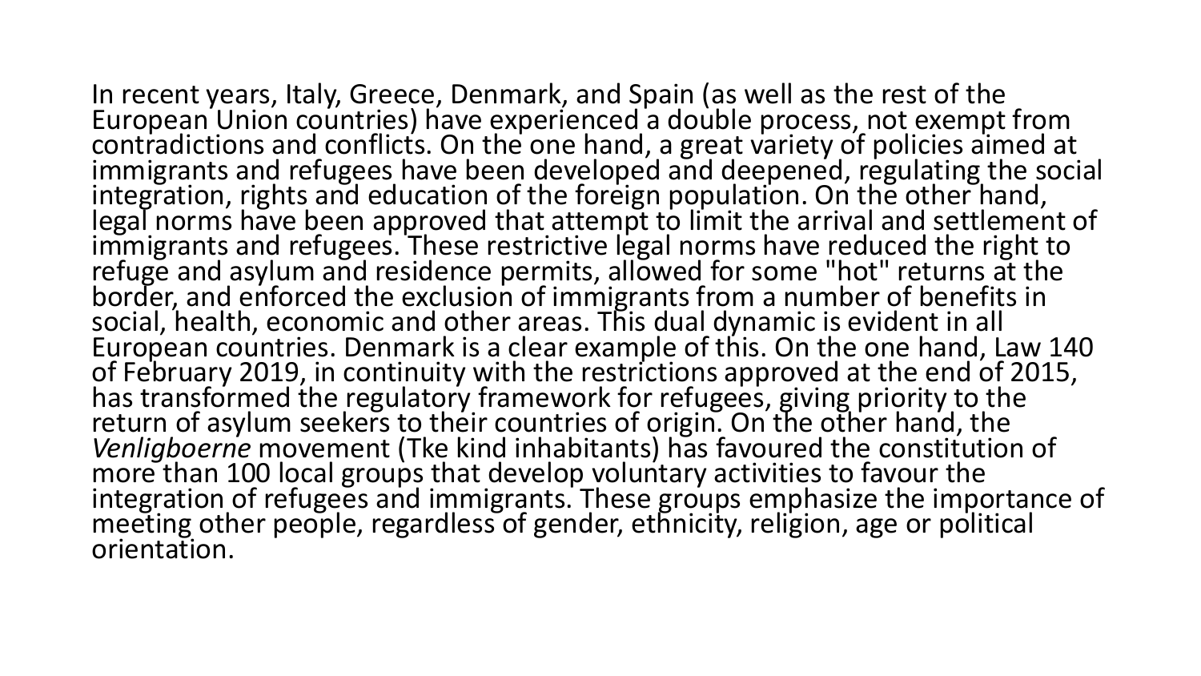In recent years, Italy, Greece, Denmark, and Spain (as well as the rest of the European Union countries) have experienced a double process, not exempt from contradictions and conflicts. On the one hand, a great variety of policies aimed at immigrants and refugees have been developed and deepened, regulating the social integration, rights and education of the foreign population. On the other hand, legal norms have been approved that attempt to limit the arrival and settlement of immigrants and refugees. These restrictive legal norms have reduced the right to refuge and asylum and residence permits, allowed for some "hot" returns at the border, and enforced the exclusion of immigrants from a number of benefits in social, health, economic and other areas. This dual dynamic is evident in all European countries. Denmark is a clear example of this. On the one hand, Law 140 of February 2019, in continuity with the restrictions approved at the end of 2015, has transformed the regulatory framework for refugees, giving priority to the return of asylum seekers to their countries of origin. On the other hand, the *Venligboerne* movement (Tke kind inhabitants) has favoured the constitution of more than 100 local groups that develop voluntary activities to favour the integration of refugees and immigrants. These groups emphasize the importance of meeting other people, regardless of gender, ethnicity, religion, age or political orientation.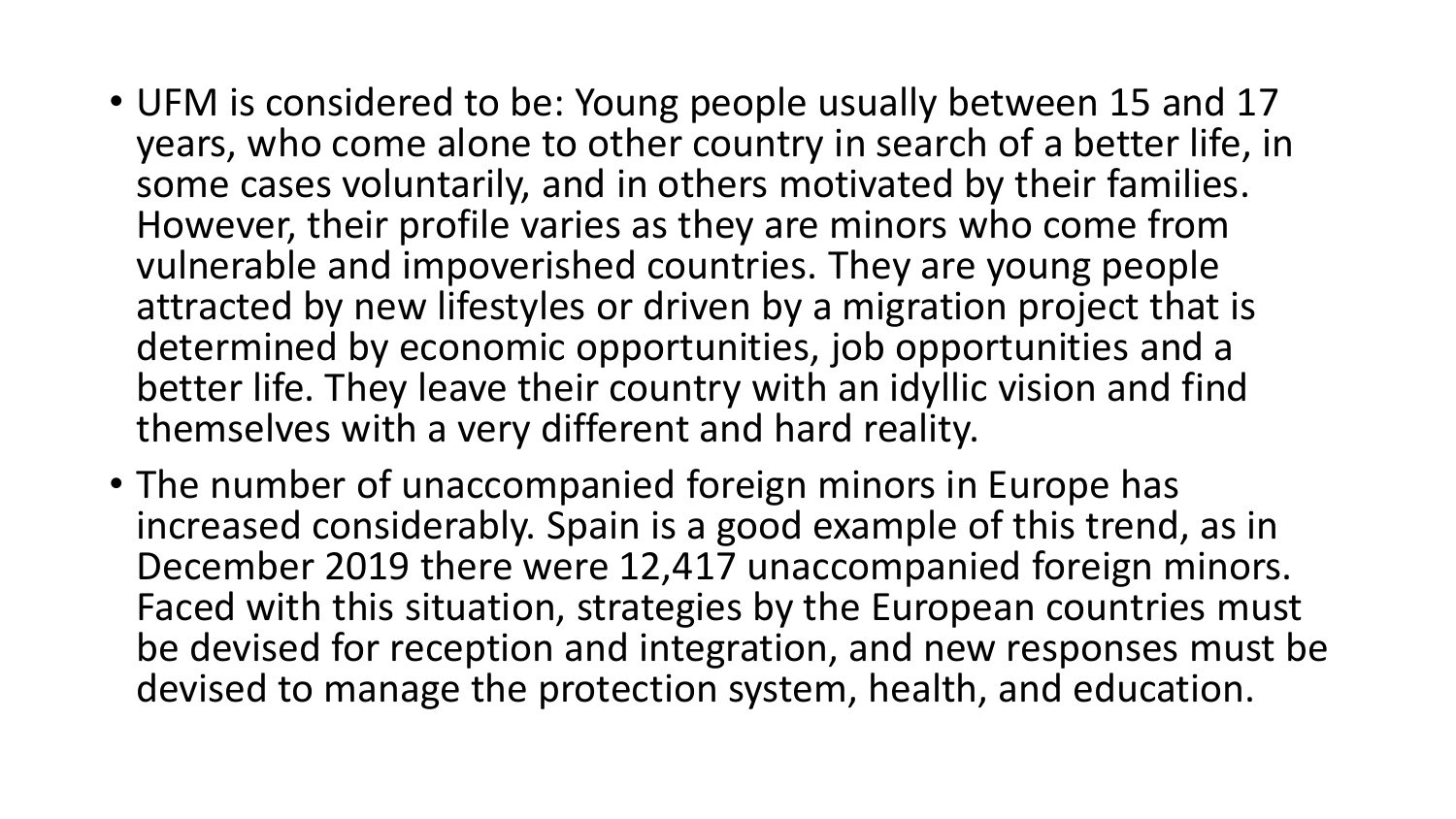- UFM is considered to be: Young people usually between 15 and 17 years, who come alone to other country in search of a better life, in some cases voluntarily, and in others motivated by their families. However, their profile varies as they are minors who come from vulnerable and impoverished countries. They are young people attracted by new lifestyles or driven by a migration project that is determined by economic opportunities, job opportunities and a better life. They leave their country with an idyllic vision and find themselves with a very different and hard reality.
- The number of unaccompanied foreign minors in Europe has increased considerably. Spain is a good example of this trend, as in December 2019 there were 12,417 unaccompanied foreign minors. Faced with this situation, strategies by the European countries must be devised for reception and integration, and new responses must be devised to manage the protection system, health, and education.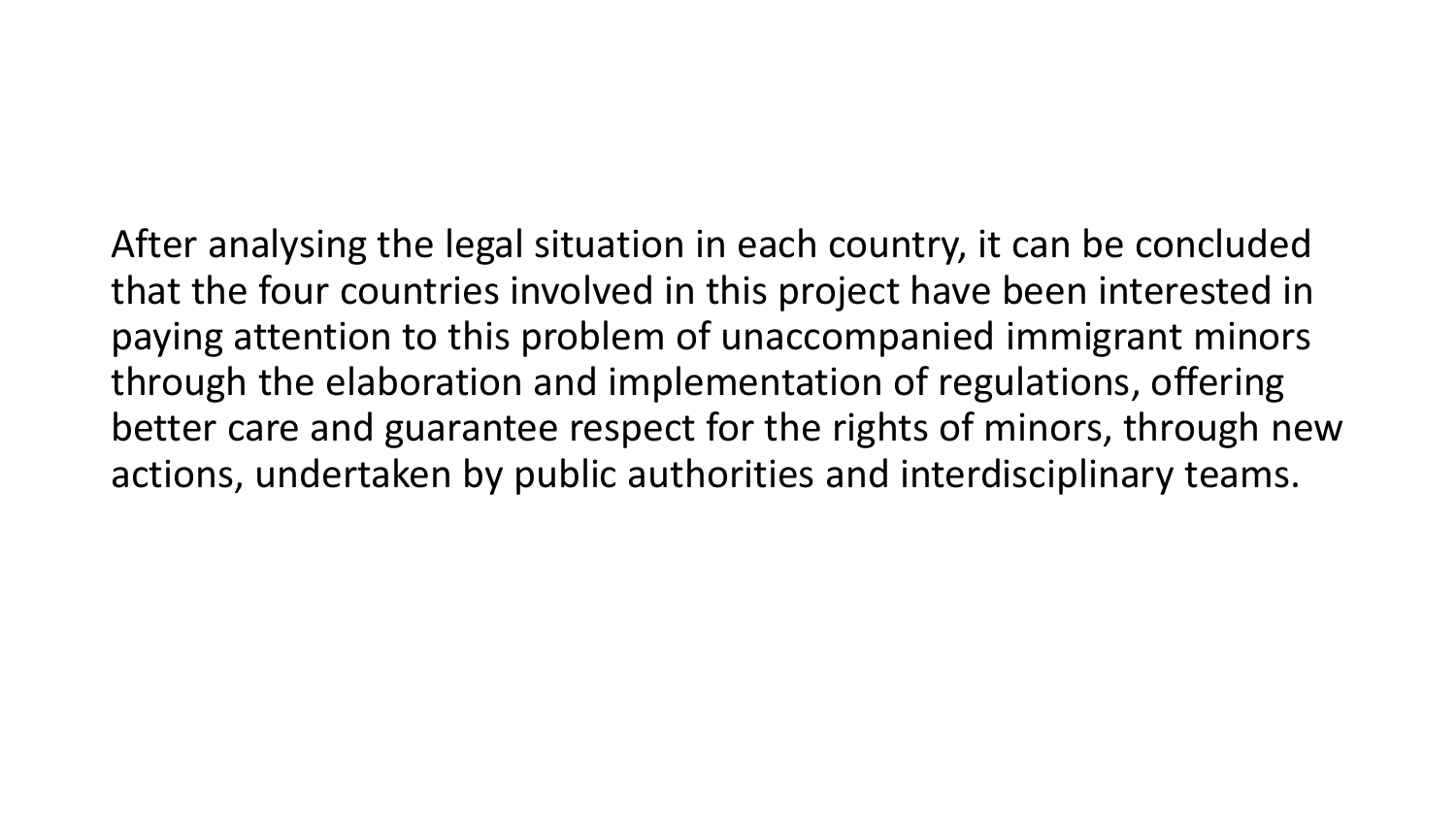After analysing the legal situation in each country, it can be concluded that the four countries involved in this project have been interested in paying attention to this problem of unaccompanied immigrant minors through the elaboration and implementation of regulations, offering better care and guarantee respect for the rights of minors, through new actions, undertaken by public authorities and interdisciplinary teams.